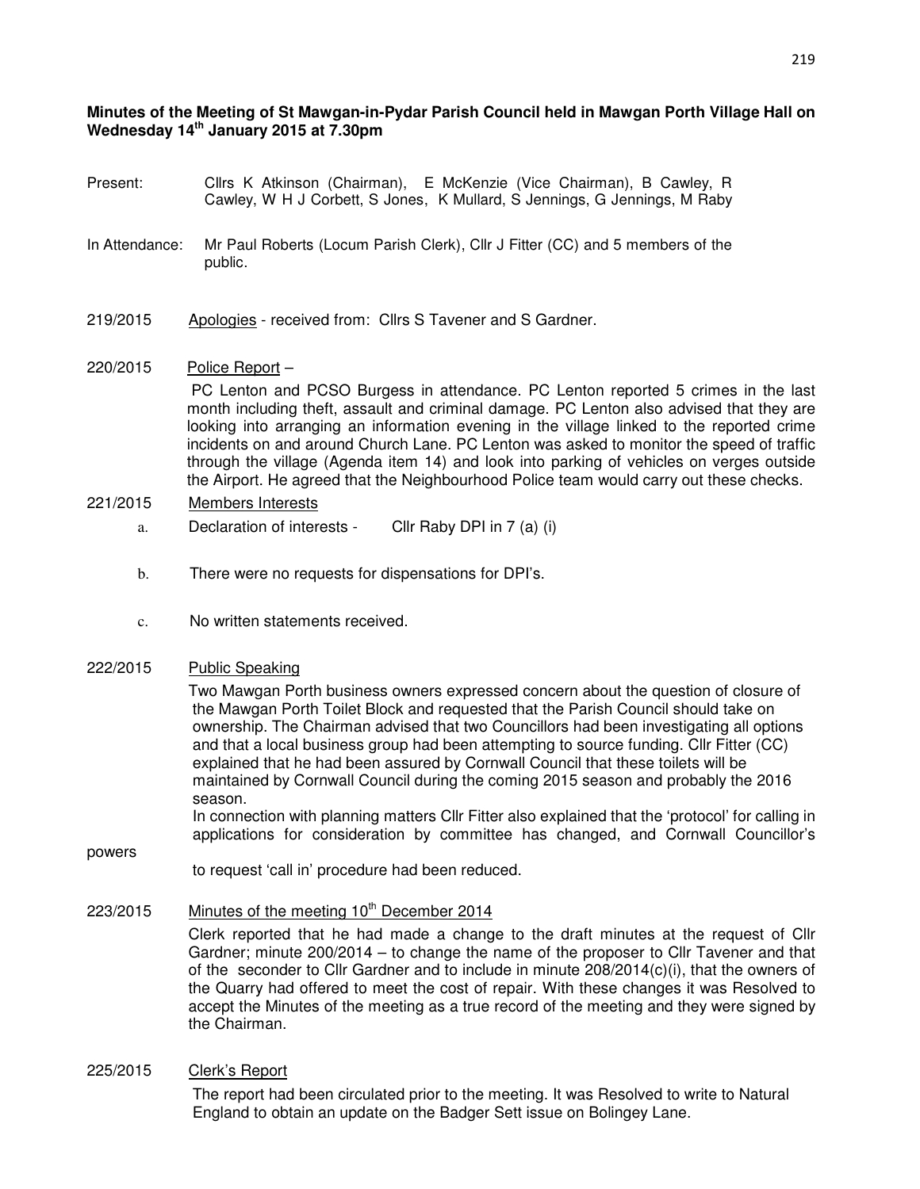**Minutes of the Meeting of St Mawgan-in-Pydar Parish Council held in Mawgan Porth Village Hall on Wednesday 14th January 2015 at 7.30pm**

Present: Cllrs K Atkinson (Chairman), E McKenzie (Vice Chairman), B Cawley, R Cawley, W H J Corbett, S Jones, K Mullard, S Jennings, G Jennings, M Raby

In Attendance: Mr Paul Roberts (Locum Parish Clerk), Cllr J Fitter (CC) and 5 members of the public.

219/2015 Apologies - received from: Cllrs S Tavener and S Gardner.

220/2015 Police Report –

PC Lenton and PCSO Burgess in attendance. PC Lenton reported 5 crimes in the last month including theft, assault and criminal damage. PC Lenton also advised that they are looking into arranging an information evening in the village linked to the reported crime incidents on and around Church Lane. PC Lenton was asked to monitor the speed of traffic through the village (Agenda item 14) and look into parking of vehicles on verges outside the Airport. He agreed that the Neighbourhood Police team would carry out these checks.

221/2015 Members Interests

a. Declaration of interests - Cllr Raby DPI in 7 (a) (i)

b. There were no requests for dispensations for DPI's.

c. No written statements received.

222/2015 Public Speaking

Two Mawgan Porth business owners expressed concern about the question of closure of the Mawgan Porth Toilet Block and requested that the Parish Council should take on ownership. The Chairman advised that two Councillors had been investigating all options and that a local business group had been attempting to source funding. Cllr Fitter (CC) explained that he had been assured by Cornwall Council that these toilets will be maintained by Cornwall Council during the coming 2015 season and probably the 2016 season.

In connection with planning matters Cllr Fitter also explained that the 'protocol' for calling in applications for consideration by committee has changed, and Cornwall Councillor's powers to request 'call in' procedure had been reduced.

223/2015 Minutes of the meeting 10th December 2014

Clerk reported that he had made a change to the draft minutes at the request of Cllr Gardner; minute 200/2014 – to change the name of the proposer to Cllr Tavener and that of the seconder to Cllr Gardner and to include in minute 208/2014(c)(i), that the owners of the Quarry had offered to meet the cost of repair. With these changes it was Resolved to accept the Minutes of the meeting as a true record of the meeting and they were signed by the Chairman.

225/2015 Clerk's Report

The report had been circulated prior to the meeting. It was Resolved to write to Natural England to obtain an update on the Badger Sett issue on Bolingey Lane.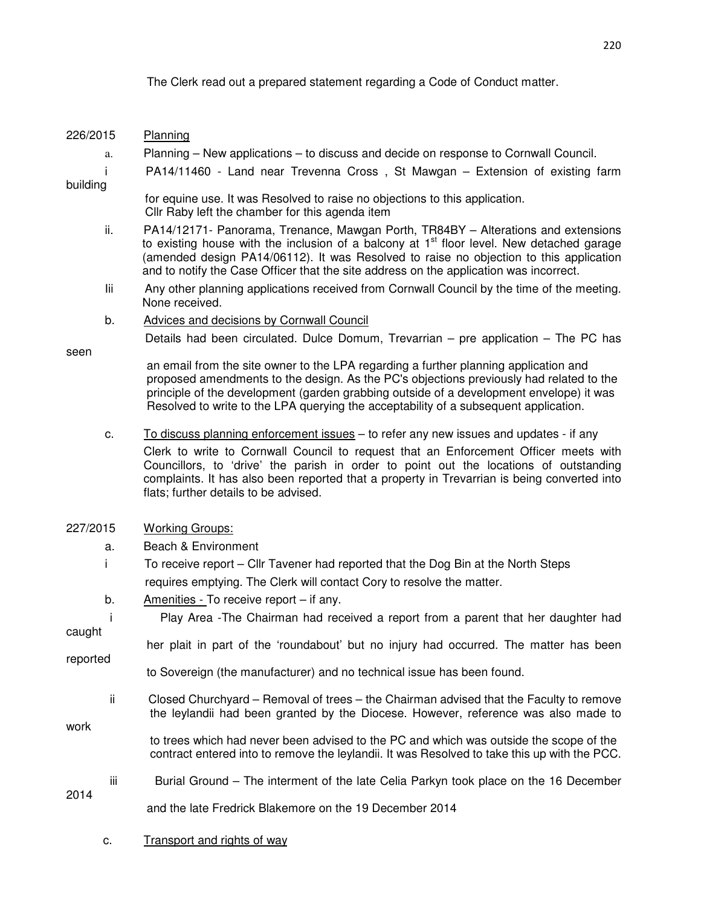The Clerk read out a prepared statement regarding a Code of Conduct matter.

226/2015 Planning

a. Planning – New applications – to discuss and decide on response to Cornwall Council.

i PA14/11460 - Land near Trevenna Cross , St Mawgan – Extension of existing farm building for equine use. It was Resolved to raise no objections to this application. Cllr Raby left the chamber for this agenda item

ii. PA14/12171- Panorama, Trenance, Mawgan Porth, TR84BY – Alterations and extensions to existing house with the inclusion of a balcony at 1st floor level. New detached garage (amended design PA14/06112). It was Resolved to raise no objection to this application and to notify the Case Officer that the site address on the application was incorrect.

Iii Any other planning applications received from Cornwall Council by the time of the meeting. None received.

b. Advices and decisions by Cornwall Council

Details had been circulated. Dulce Domum, Trevarrian – pre application – The PC has seen an email from the site owner to the LPA regarding a further planning application and proposed amendments to the design. As the PC's objections previously had related to the principle of the development (garden grabbing outside of a development envelope) it was Resolved to write to the LPA querying the acceptability of a subsequent application.

c. To discuss planning enforcement issues – to refer any new issues and updates - if any

Clerk to write to Cornwall Council to request that an Enforcement Officer meets with Councillors, to 'drive' the parish in order to point out the locations of outstanding complaints. It has also been reported that a property in Trevarrian is being converted into flats; further details to be advised.

227/2015 Working Groups:

a. Beach & Environment

i To receive report – Cllr Tavener had reported that the Dog Bin at the North Steps requires emptying. The Clerk will contact Cory to resolve the matter.

b. Amenities - To receive report – if any.

i Play Area -The Chairman had received a report from a parent that her daughter had caught her plait in part of the 'roundabout' but no injury had occurred. The matter has been reported to Sovereign (the manufacturer) and no technical issue has been found.

ii Closed Churchyard – Removal of trees – the Chairman advised that the Faculty to remove the leylandii had been granted by the Diocese. However, reference was also made to work to trees which had never been advised to the PC and which was outside the scope of the contract entered into to remove the leylandii. It was Resolved to take this up with the PCC.

iii Burial Ground – The interment of the late Celia Parkyn took place on the 16 December 2014 and the late Fredrick Blakemore on the 19 December 2014

c. Transport and rights of way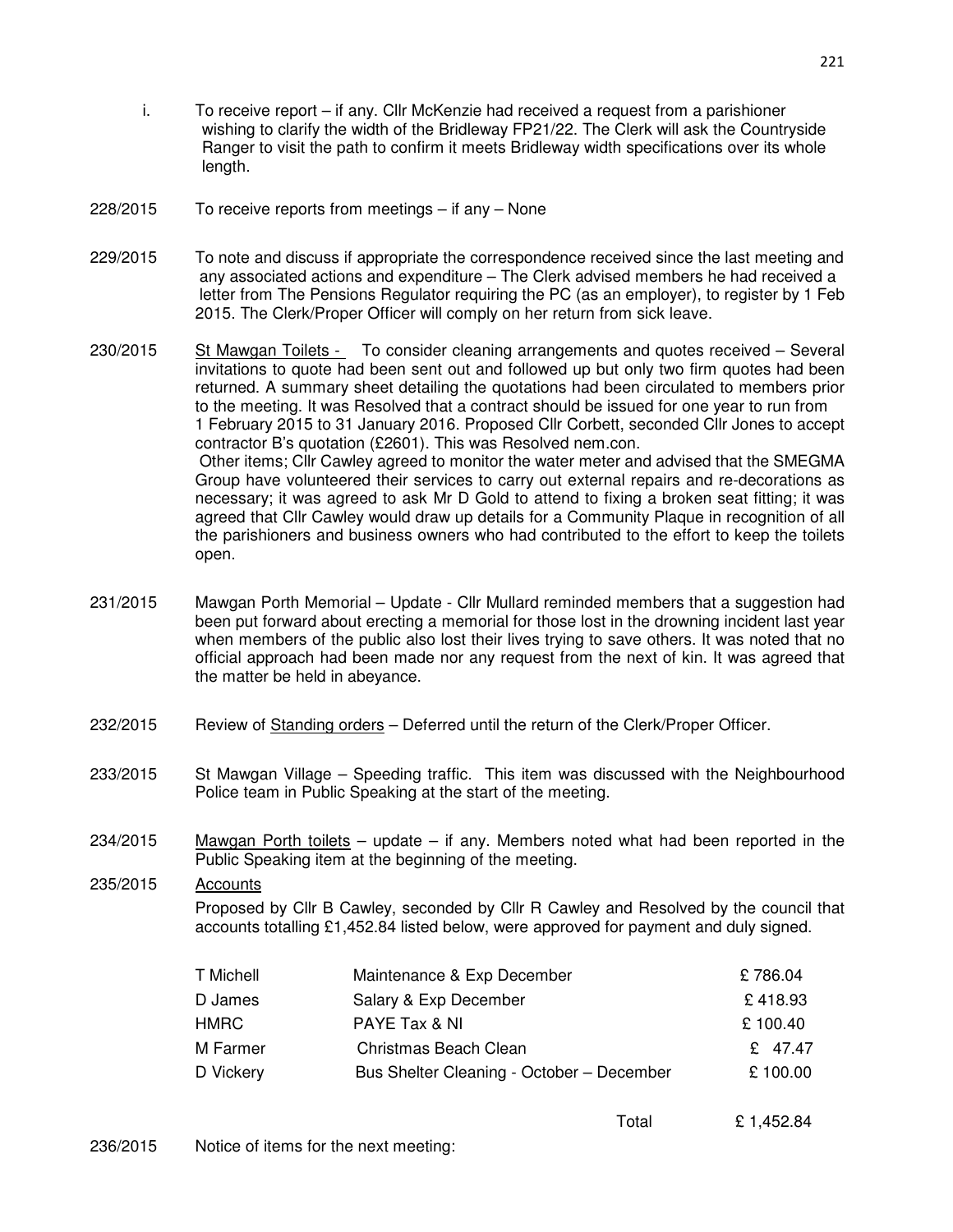i. To receive report – if any. Cllr McKenzie had received a request from a parishioner wishing to clarify the width of the Bridleway FP21/22. The Clerk will ask the Countryside Ranger to visit the path to confirm it meets Bridleway width specifications over its whole length.

228/2015 To receive reports from meetings – if any – None

229/2015 To note and discuss if appropriate the correspondence received since the last meeting and any associated actions and expenditure – The Clerk advised members he had received a letter from The Pensions Regulator requiring the PC (as an employer), to register by 1 Feb 2015. The Clerk/Proper Officer will comply on her return from sick leave.

230/2015 St Mawgan Toilets - To consider cleaning arrangements and quotes received – Several invitations to quote had been sent out and followed up but only two firm quotes had been returned. A summary sheet detailing the quotations had been circulated to members prior to the meeting. It was Resolved that a contract should be issued for one year to run from 1 February 2015 to 31 January 2016. Proposed Cllr Corbett, seconded Cllr Jones to accept contractor B's quotation (£2601). This was Resolved nem.con.
Other items; Cllr Cawley agreed to monitor the water meter and advised that the SMEGMA Group have volunteered their services to carry out external repairs and re-decorations as necessary; it was agreed to ask Mr D Gold to attend to fixing a broken seat fitting; it was agreed that Cllr Cawley would draw up details for a Community Plaque in recognition of all the parishioners and business owners who had contributed to the effort to keep the toilets open.

231/2015 Mawgan Porth Memorial – Update - Cllr Mullard reminded members that a suggestion had been put forward about erecting a memorial for those lost in the drowning incident last year when members of the public also lost their lives trying to save others. It was noted that no official approach had been made nor any request from the next of kin. It was agreed that the matter be held in abeyance.

232/2015 Review of Standing orders – Deferred until the return of the Clerk/Proper Officer.

233/2015 St Mawgan Village – Speeding traffic. This item was discussed with the Neighbourhood Police team in Public Speaking at the start of the meeting.

234/2015 Mawgan Porth toilets – update – if any. Members noted what had been reported in the Public Speaking item at the beginning of the meeting.

235/2015 Accounts

Proposed by Cllr B Cawley, seconded by Cllr R Cawley and Resolved by the council that accounts totalling £1,452.84 listed below, were approved for payment and duly signed.

| | | |
|---|---|---|
| T Michell | Maintenance & Exp December | £ 786.04 |
| D James | Salary & Exp December | £ 418.93 |
| HMRC | PAYE Tax & NI | £ 100.40 |
| M Farmer | Christmas Beach Clean | £ 47.47 |
| D Vickery | Bus Shelter Cleaning - October – December | £ 100.00 |
| | Total | £ 1,452.84 |

236/2015 Notice of items for the next meeting: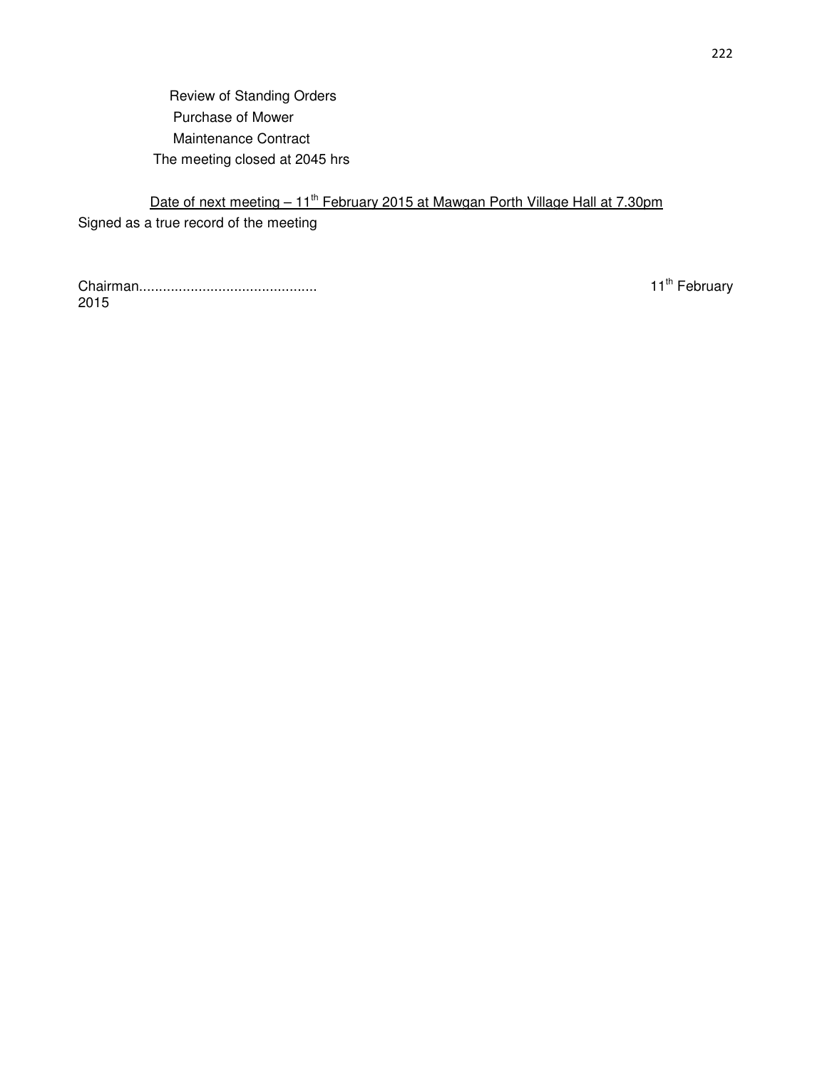Review of Standing Orders

Purchase of Mower

Maintenance Contract

The meeting closed at 2045 hrs

<u>Date of next meeting – 11th February 2015 at Mawgan Porth Village Hall at 7.30pm</u>

Signed as a true record of the meeting

Chairman............................................ 11th February 2015